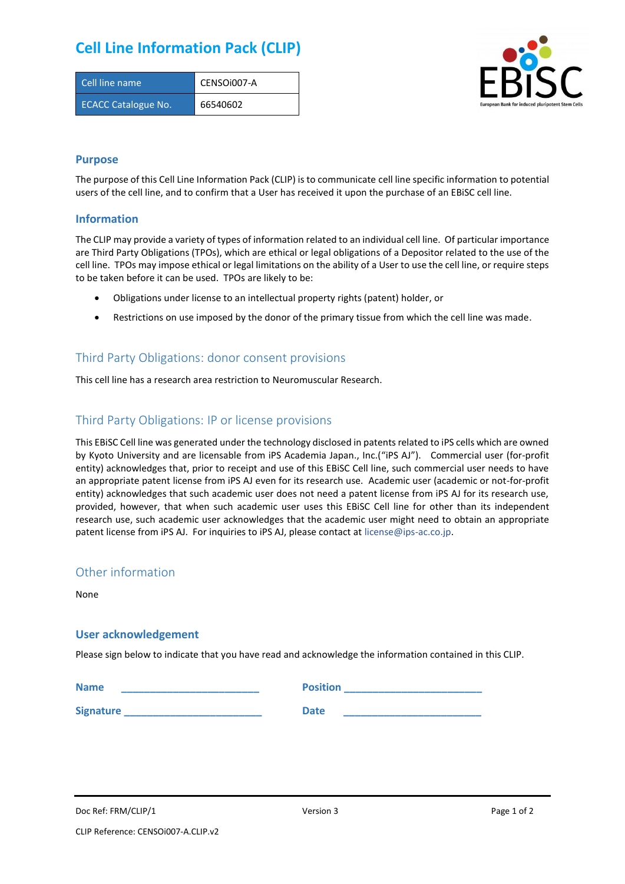# Cell Line Information Pack (CLIP)

| Cell line name | CENSOi007-A |
|---|---|
| ECACC Catalogue No. | 66540602 |

## Purpose

The purpose of this Cell Line Information Pack (CLIP) is to communicate cell line specific information to potential users of the cell line, and to confirm that a User has received it upon the purchase of an EBiSC cell line.

## Information

The CLIP may provide a variety of types of information related to an individual cell line. Of particular importance are Third Party Obligations (TPOs), which are ethical or legal obligations of a Depositor related to the use of the cell line. TPOs may impose ethical or legal limitations on the ability of a User to use the cell line, or require steps to be taken before it can be used. TPOs are likely to be:

- Obligations under license to an intellectual property rights (patent) holder, or
- Restrictions on use imposed by the donor of the primary tissue from which the cell line was made.

## Third Party Obligations: donor consent provisions

This cell line has a research area restriction to Neuromuscular Research.

## Third Party Obligations: IP or license provisions

This EBiSC Cell line was generated under the technology disclosed in patents related to iPS cells which are owned by Kyoto University and are licensable from iPS Academia Japan., Inc.("iPS AJ"). Commercial user (for-profit entity) acknowledges that, prior to receipt and use of this EBiSC Cell line, such commercial user needs to have an appropriate patent license from iPS AJ even for its research use. Academic user (academic or not-for-profit entity) acknowledges that such academic user does not need a patent license from iPS AJ for its research use, provided, however, that when such academic user uses this EBiSC Cell line for other than its independent research use, such academic user acknowledges that the academic user might need to obtain an appropriate patent license from iPS AJ. For inquiries to iPS AJ, please contact at license@ips-ac.co.jp.

## Other information

None

## User acknowledgement

Please sign below to indicate that you have read and acknowledge the information contained in this CLIP.

**Name** ________________________ **Position** ________________________

**Signature** ________________________ **Date** ________________________

Doc Ref: FRM/CLIP/1 Version 3

CLIP Reference: CENSOi007-A.CLIP.v2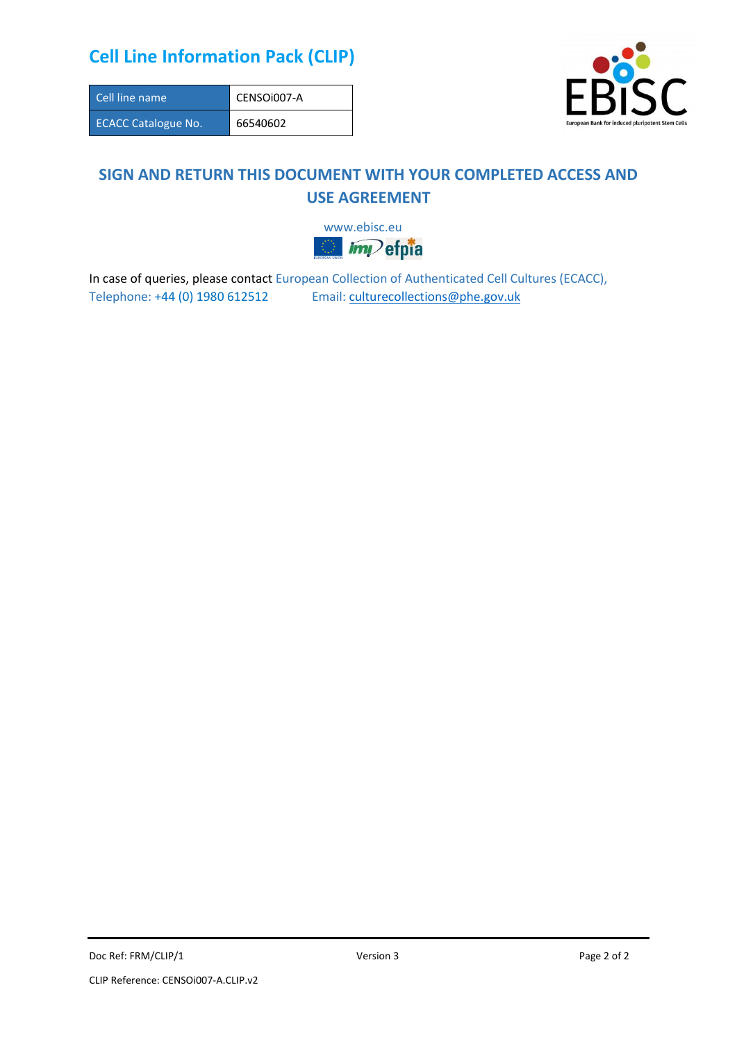# Cell Line Information Pack (CLIP)

| | |
|---|---|
| Cell line name | CENSOi007-A |
| ECACC Catalogue No. | 66540602 |

## SIGN AND RETURN THIS DOCUMENT WITH YOUR COMPLETED ACCESS AND USE AGREEMENT

www.ebisc.eu

In case of queries, please contact European Collection of Authenticated Cell Cultures (ECACC), Telephone: +44 (0) 1980 612512 Email: culturecollections@phe.gov.uk

Doc Ref: FRM/CLIP/1 Version 3

CLIP Reference: CENSOi007-A.CLIP.v2